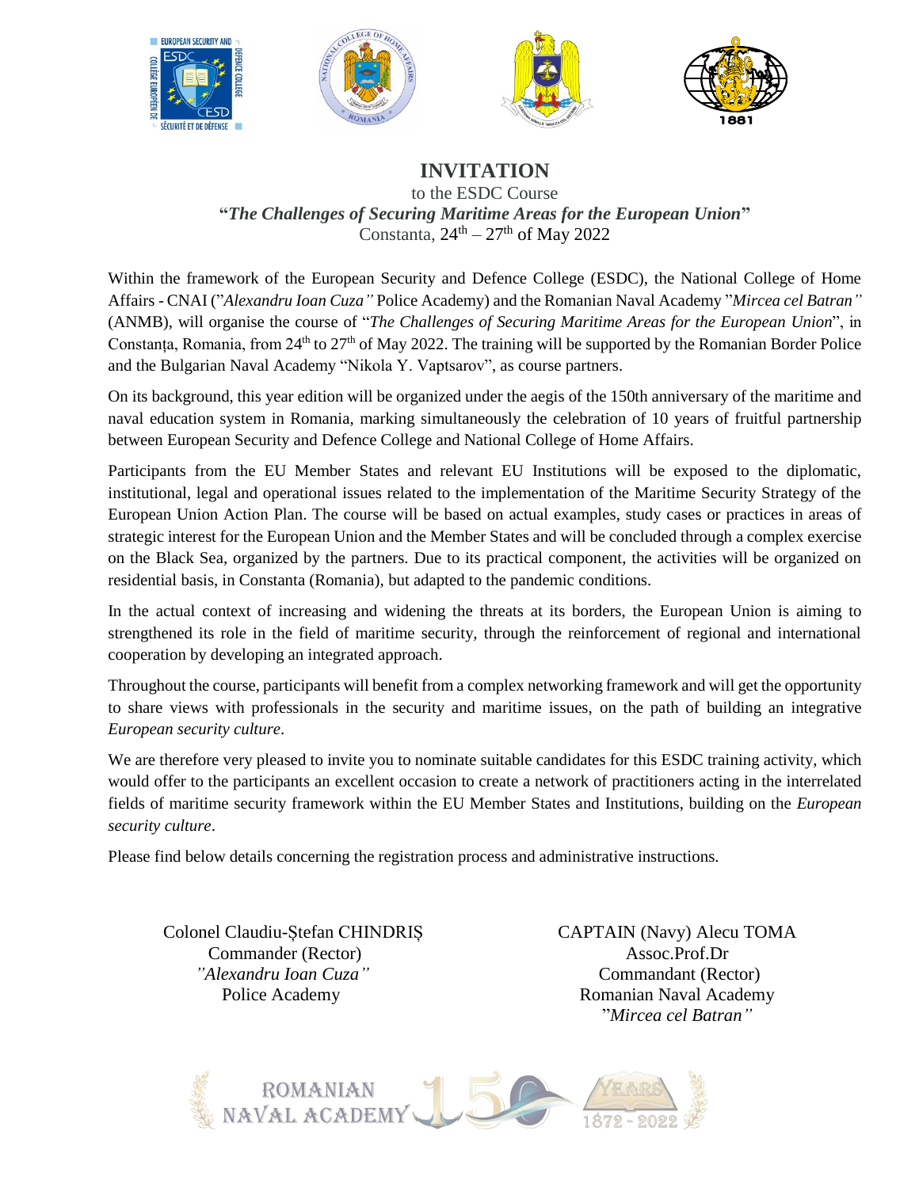# INVITATION

to the ESDC Course

**"*The Challenges of Securing Maritime Areas for the European Union*"**

Constanta, 24th – 27th of May 2022

Within the framework of the European Security and Defence College (ESDC), the National College of Home Affairs - CNAI (”*Alexandru Ioan Cuza”* Police Academy) and the Romanian Naval Academy ”*Mircea cel Batran”* (ANMB), will organise the course of “*The Challenges of Securing Maritime Areas for the European Union*”, in Constanța, Romania, from 24th to 27th of May 2022. The training will be supported by the Romanian Border Police and the Bulgarian Naval Academy “Nikola Y. Vaptsarov”, as course partners.

On its background, this year edition will be organized under the aegis of the 150th anniversary of the maritime and naval education system in Romania, marking simultaneously the celebration of 10 years of fruitful partnership between European Security and Defence College and National College of Home Affairs.

Participants from the EU Member States and relevant EU Institutions will be exposed to the diplomatic, institutional, legal and operational issues related to the implementation of the Maritime Security Strategy of the European Union Action Plan. The course will be based on actual examples, study cases or practices in areas of strategic interest for the European Union and the Member States and will be concluded through a complex exercise on the Black Sea, organized by the partners. Due to its practical component, the activities will be organized on residential basis, in Constanta (Romania), but adapted to the pandemic conditions.

In the actual context of increasing and widening the threats at its borders, the European Union is aiming to strengthened its role in the field of maritime security, through the reinforcement of regional and international cooperation by developing an integrated approach.

Throughout the course, participants will benefit from a complex networking framework and will get the opportunity to share views with professionals in the security and maritime issues, on the path of building an integrative *European security culture*.

We are therefore very pleased to invite you to nominate suitable candidates for this ESDC training activity, which would offer to the participants an excellent occasion to create a network of practitioners acting in the interrelated fields of maritime security framework within the EU Member States and Institutions, building on the *European security culture*.

Please find below details concerning the registration process and administrative instructions.

Colonel Claudiu-Ștefan CHINDRIȘ
Commander (Rector)
*”Alexandru Ioan Cuza”*
Police Academy

CAPTAIN (Navy) Alecu TOMA
Assoc.Prof.Dr
Commandant (Rector)
Romanian Naval Academy
”*Mircea cel Batran”*

ROMANIAN NAVAL ACADEMY 150 YEARS 1872 - 2022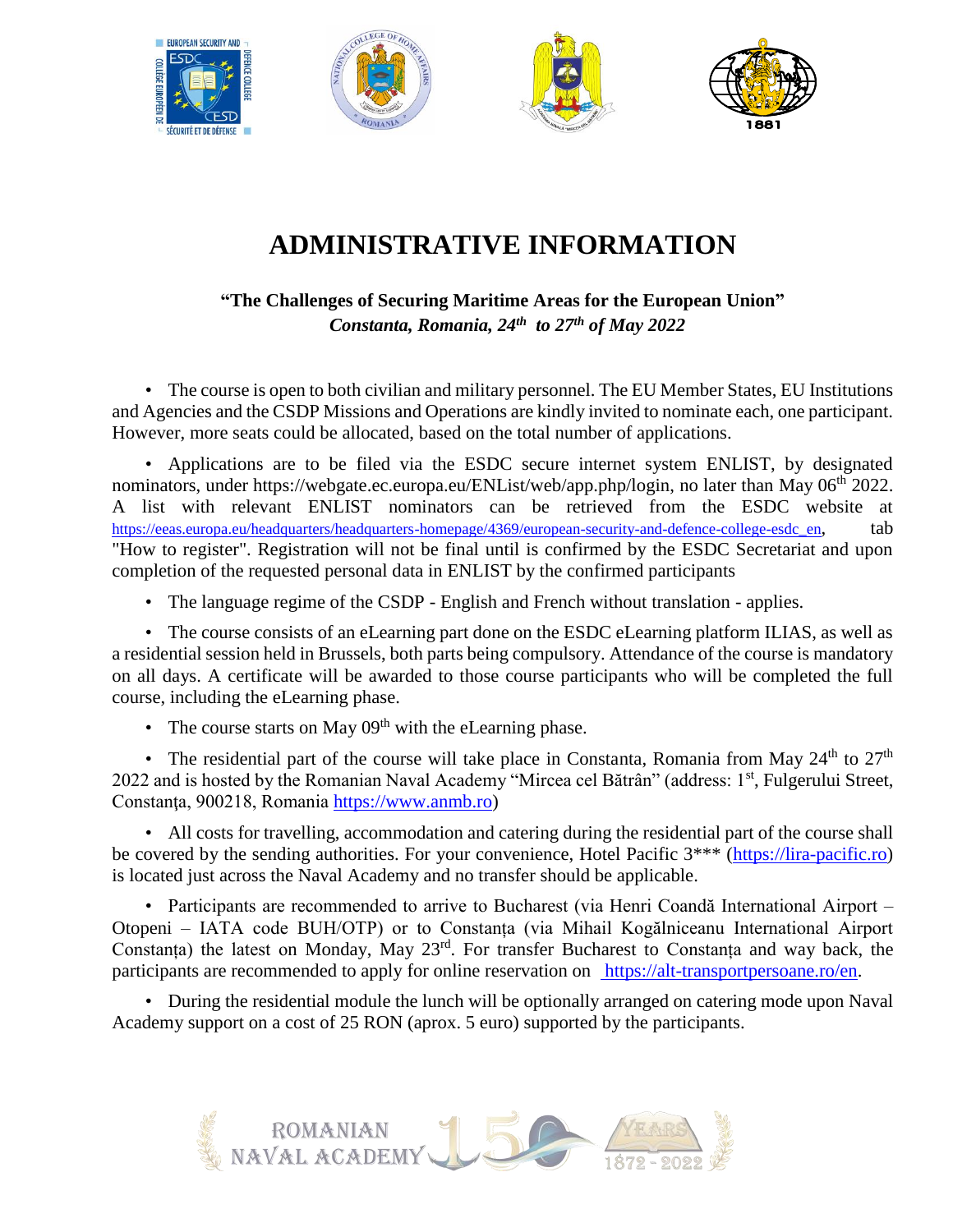# ADMINISTRATIVE INFORMATION

**"The Challenges of Securing Maritime Areas for the European Union"**
***Constanta, Romania, 24th to 27th of May 2022***

- The course is open to both civilian and military personnel. The EU Member States, EU Institutions and Agencies and the CSDP Missions and Operations are kindly invited to nominate each, one participant. However, more seats could be allocated, based on the total number of applications.

- Applications are to be filed via the ESDC secure internet system ENLIST, by designated nominators, under https://webgate.ec.europa.eu/ENList/web/app.php/login, no later than May 06th 2022. A list with relevant ENLIST nominators can be retrieved from the ESDC website at https://eeas.europa.eu/headquarters/headquarters-homepage/4369/european-security-and-defence-college-esdc_en, tab "How to register". Registration will not be final until is confirmed by the ESDC Secretariat and upon completion of the requested personal data in ENLIST by the confirmed participants

- The language regime of the CSDP - English and French without translation - applies.

- The course consists of an eLearning part done on the ESDC eLearning platform ILIAS, as well as a residential session held in Brussels, both parts being compulsory. Attendance of the course is mandatory on all days. A certificate will be awarded to those course participants who will be completed the full course, including the eLearning phase.

- The course starts on May 09th with the eLearning phase.

- The residential part of the course will take place in Constanta, Romania from May 24th to 27th 2022 and is hosted by the Romanian Naval Academy "Mircea cel Bătrân" (address: 1st, Fulgerului Street, Constanța, 900218, Romania https://www.anmb.ro)

- All costs for travelling, accommodation and catering during the residential part of the course shall be covered by the sending authorities. For your convenience, Hotel Pacific 3*** (https://lira-pacific.ro) is located just across the Naval Academy and no transfer should be applicable.

- Participants are recommended to arrive to Bucharest (via Henri Coandă International Airport – Otopeni – IATA code BUH/OTP) or to Constanța (via Mihail Kogălniceanu International Airport Constanța) the latest on Monday, May 23rd. For transfer Bucharest to Constanța and way back, the participants are recommended to apply for online reservation on https://alt-transportpersoane.ro/en.

- During the residential module the lunch will be optionally arranged on catering mode upon Naval Academy support on a cost of 25 RON (aprox. 5 euro) supported by the participants.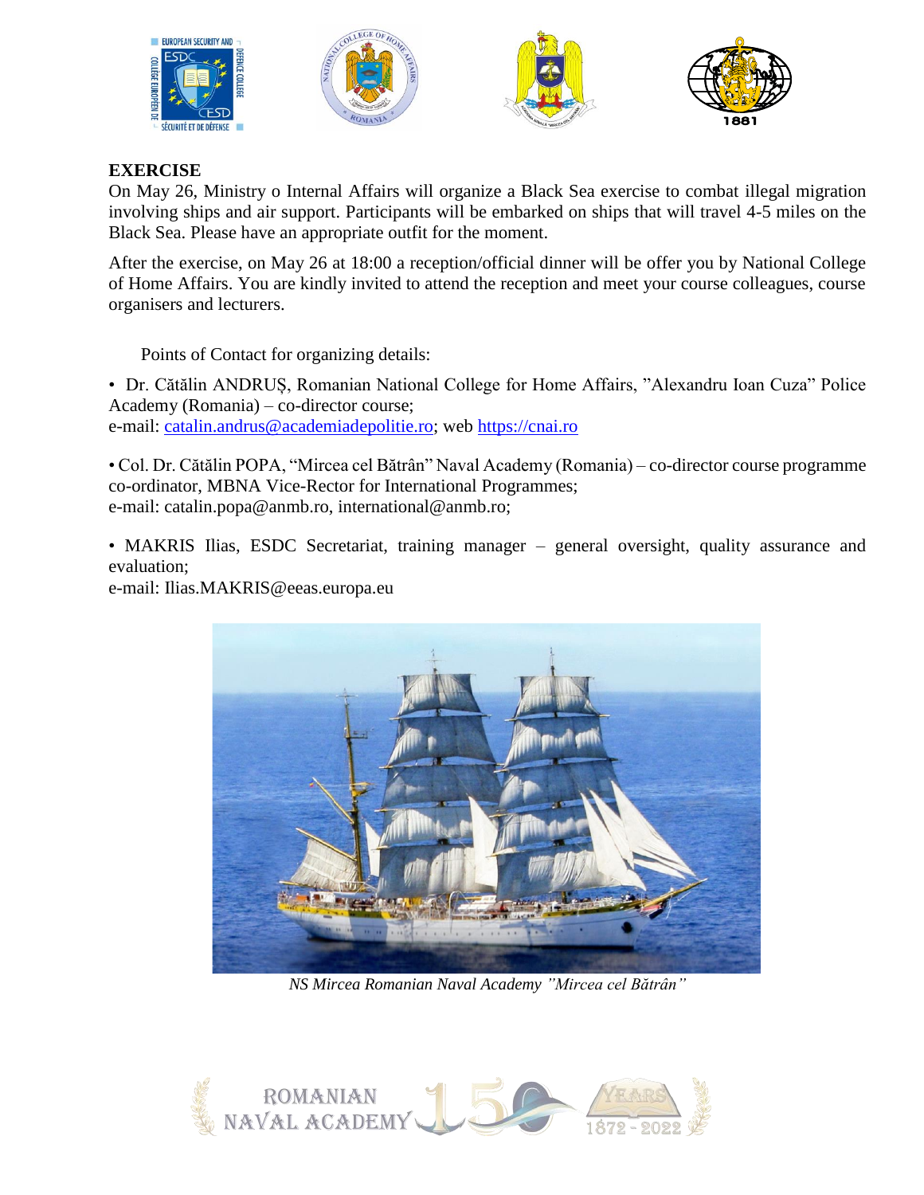**EXERCISE**

On May 26, Ministry o Internal Affairs will organize a Black Sea exercise to combat illegal migration involving ships and air support. Participants will be embarked on ships that will travel 4-5 miles on the Black Sea. Please have an appropriate outfit for the moment.

After the exercise, on May 26 at 18:00 a reception/official dinner will be offer you by National College of Home Affairs. You are kindly invited to attend the reception and meet your course colleagues, course organisers and lecturers.

Points of Contact for organizing details:

- Dr. Cătălin ANDRUȘ, Romanian National College for Home Affairs, "Alexandru Ioan Cuza" Police Academy (Romania) – co-director course;
  e-mail: catalin.andrus@academiadepolitie.ro; web https://cnai.ro

- Col. Dr. Cătălin POPA, "Mircea cel Bătrân" Naval Academy (Romania) – co-director course programme co-ordinator, MBNA Vice-Rector for International Programmes;
  e-mail: catalin.popa@anmb.ro, international@anmb.ro;

- MAKRIS Ilias, ESDC Secretariat, training manager – general oversight, quality assurance and evaluation;
  e-mail: Ilias.MAKRIS@eeas.europa.eu

*NS Mircea Romanian Naval Academy "Mircea cel Bătrân"*